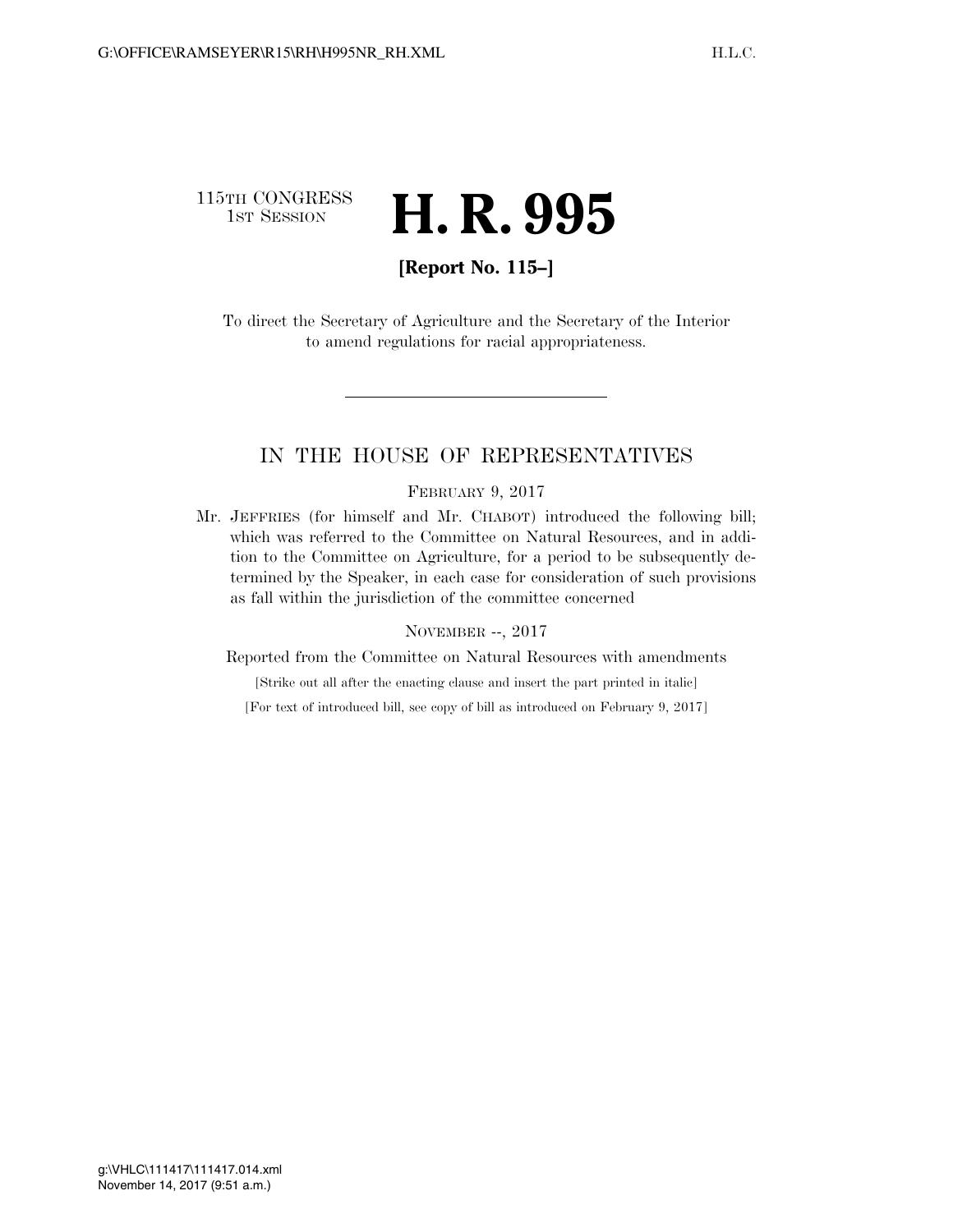115TH CONGRESS
1ST SESSION

# H. R. 995

**[Report No. 115–]**

To direct the Secretary of Agriculture and the Secretary of the Interior to amend regulations for racial appropriateness.

---

## IN THE HOUSE OF REPRESENTATIVES

FEBRUARY 9, 2017

Mr. JEFFRIES (for himself and Mr. CHABOT) introduced the following bill; which was referred to the Committee on Natural Resources, and in addition to the Committee on Agriculture, for a period to be subsequently determined by the Speaker, in each case for consideration of such provisions as fall within the jurisdiction of the committee concerned

NOVEMBER --, 2017

Reported from the Committee on Natural Resources with amendments

[Strike out all after the enacting clause and insert the part printed in italic]

[For text of introduced bill, see copy of bill as introduced on February 9, 2017]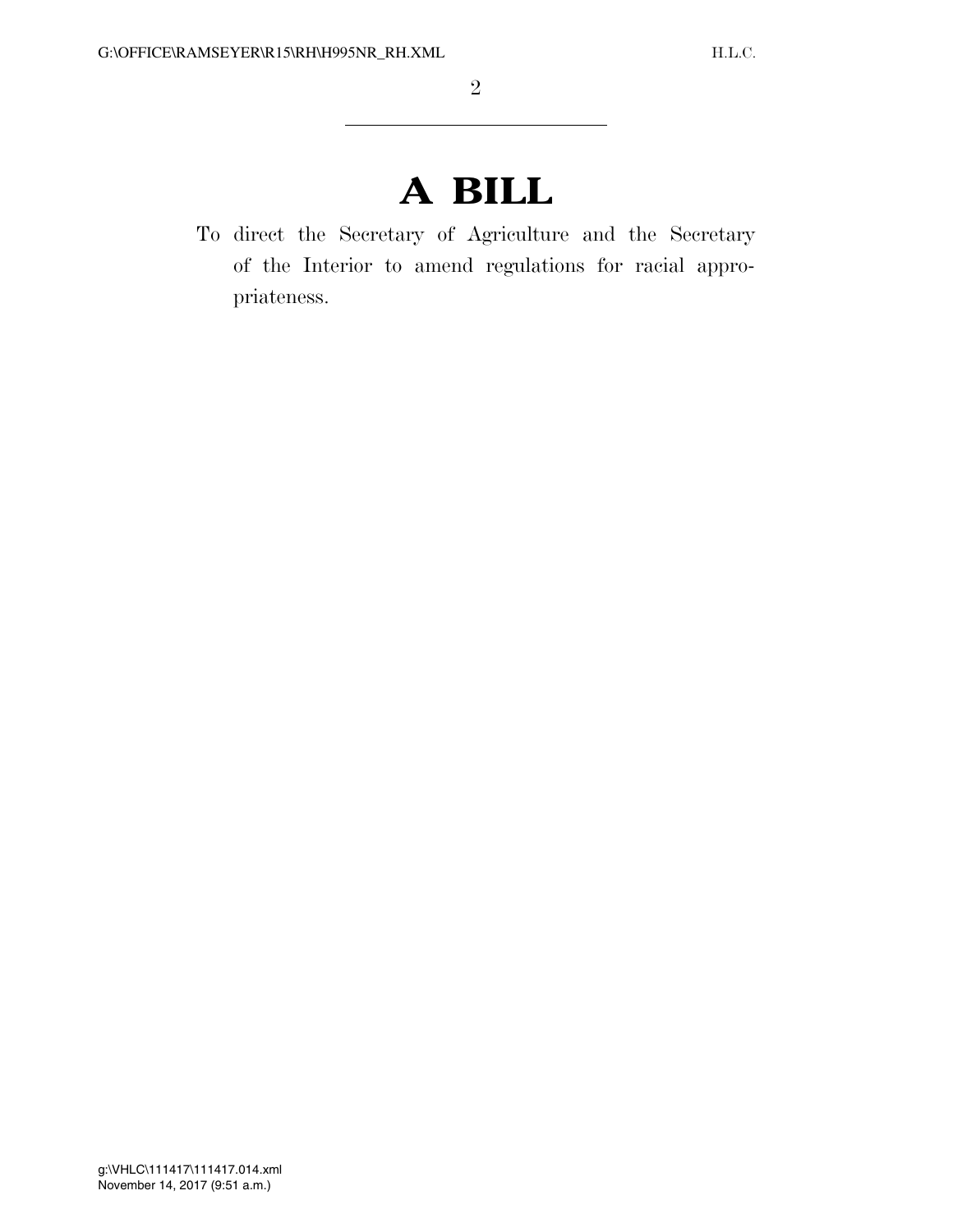# A BILL

To direct the Secretary of Agriculture and the Secretary of the Interior to amend regulations for racial appropriateness.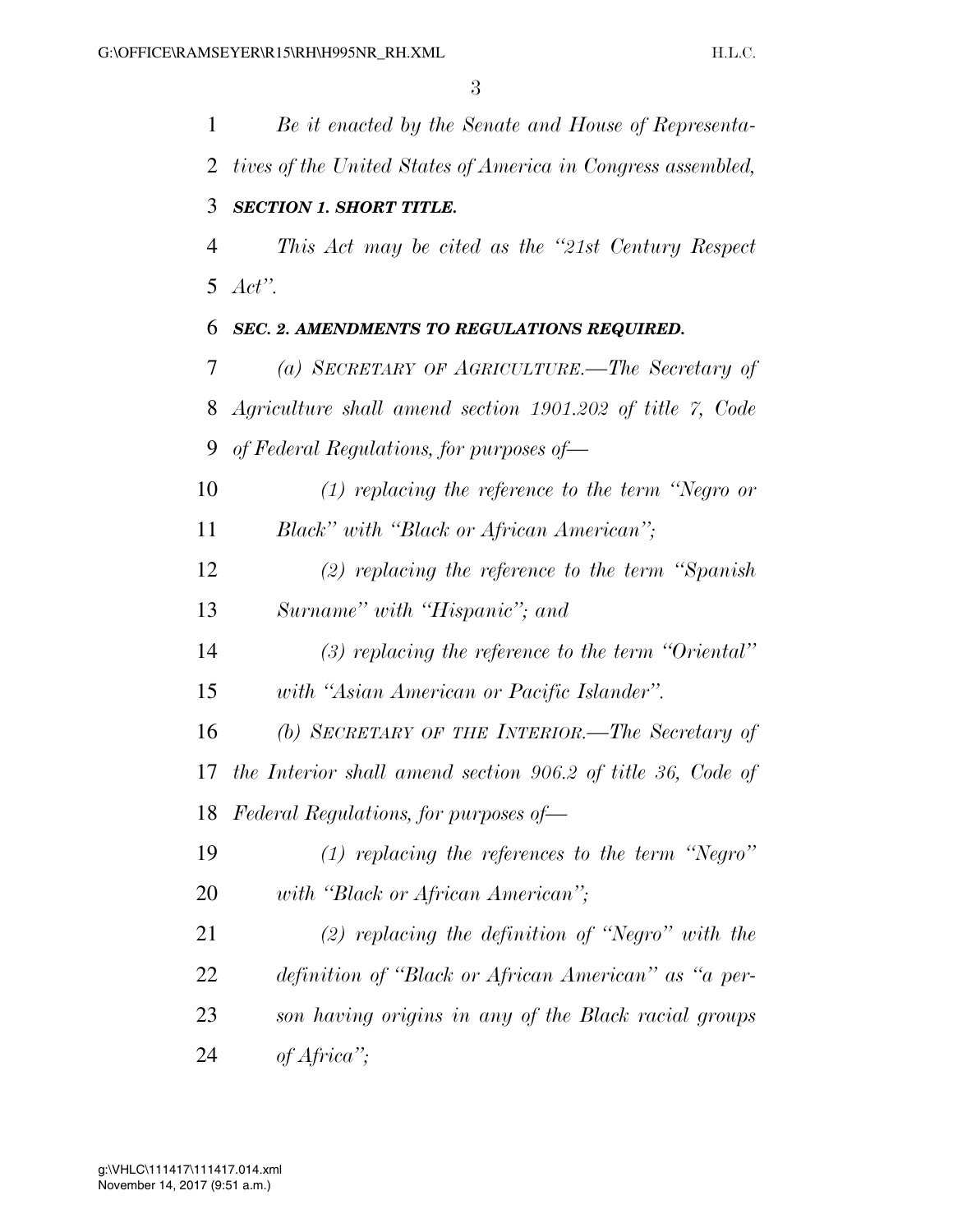*Be it enacted by the Senate and House of Representatives of the United States of America in Congress assembled,*

***SECTION 1. SHORT TITLE.***

*This Act may be cited as the "21st Century Respect Act".*

***SEC. 2. AMENDMENTS TO REGULATIONS REQUIRED.***

*(a) SECRETARY OF AGRICULTURE.—The Secretary of Agriculture shall amend section 1901.202 of title 7, Code of Federal Regulations, for purposes of—*

*(1) replacing the reference to the term "Negro or Black" with "Black or African American";*

*(2) replacing the reference to the term "Spanish Surname" with "Hispanic"; and*

*(3) replacing the reference to the term "Oriental" with "Asian American or Pacific Islander".*

*(b) SECRETARY OF THE INTERIOR.—The Secretary of the Interior shall amend section 906.2 of title 36, Code of Federal Regulations, for purposes of—*

*(1) replacing the references to the term "Negro" with "Black or African American";*

*(2) replacing the definition of "Negro" with the definition of "Black or African American" as "a person having origins in any of the Black racial groups of Africa";*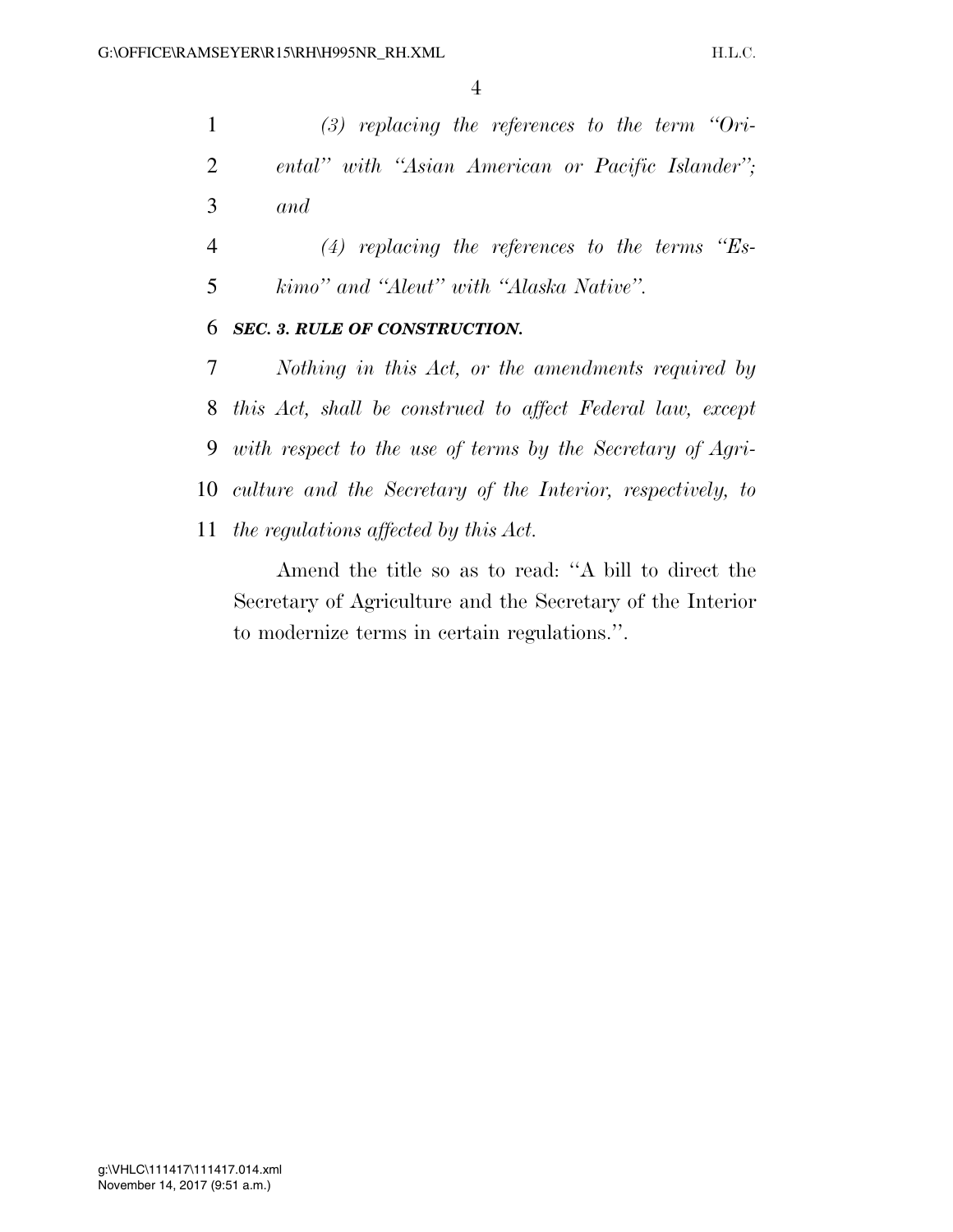*(3) replacing the references to the term "Oriental" with "Asian American or Pacific Islander"; and*

*(4) replacing the references to the terms "Eskimo" and "Aleut" with "Alaska Native".*

***SEC. 3. RULE OF CONSTRUCTION.***

*Nothing in this Act, or the amendments required by this Act, shall be construed to affect Federal law, except with respect to the use of terms by the Secretary of Agriculture and the Secretary of the Interior, respectively, to the regulations affected by this Act.*

Amend the title so as to read: "A bill to direct the Secretary of Agriculture and the Secretary of the Interior to modernize terms in certain regulations.".